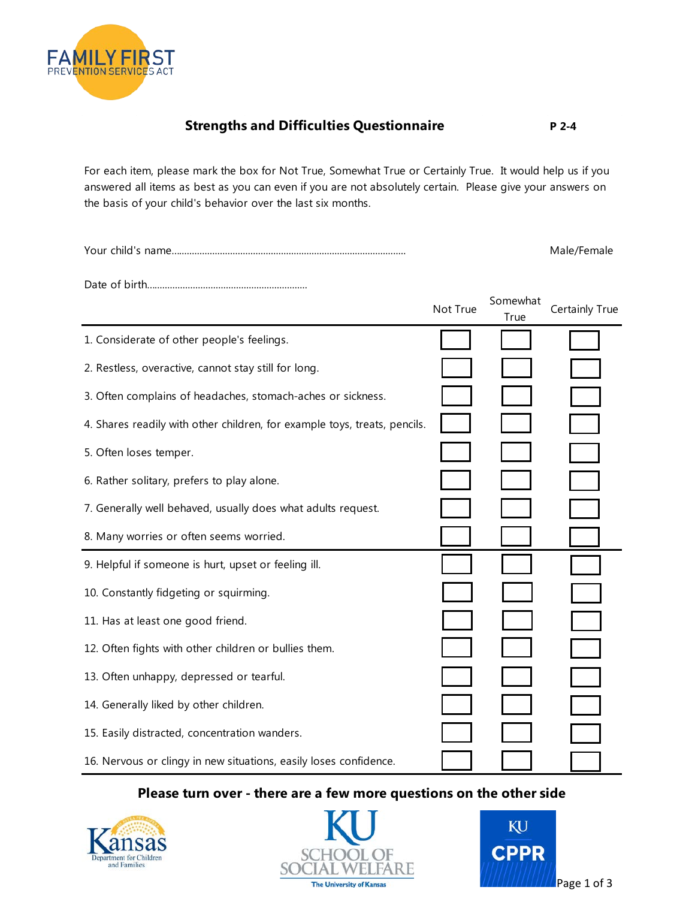FAMILY FIRST
PREVENTION SERVICES ACT

## Strengths and Difficulties Questionnaire

**P 2-4**

For each item, please mark the box for Not True, Somewhat True or Certainly True. It would help us if you answered all items as best as you can even if you are not absolutely certain. Please give your answers on the basis of your child's behavior over the last six months.

Your child's name........................................................................................ Male/Female

Date of birth..............................................................

| | Not True | Somewhat True | Certainly True |
|---|---|---|---|
| 1. Considerate of other people's feelings. | ☐ | ☐ | ☐ |
| 2. Restless, overactive, cannot stay still for long. | ☐ | ☐ | ☐ |
| 3. Often complains of headaches, stomach-aches or sickness. | ☐ | ☐ | ☐ |
| 4. Shares readily with other children, for example toys, treats, pencils. | ☐ | ☐ | ☐ |
| 5. Often loses temper. | ☐ | ☐ | ☐ |
| 6. Rather solitary, prefers to play alone. | ☐ | ☐ | ☐ |
| 7. Generally well behaved, usually does what adults request. | ☐ | ☐ | ☐ |
| 8. Many worries or often seems worried. | ☐ | ☐ | ☐ |
| 9. Helpful if someone is hurt, upset or feeling ill. | ☐ | ☐ | ☐ |
| 10. Constantly fidgeting or squirming. | ☐ | ☐ | ☐ |
| 11. Has at least one good friend. | ☐ | ☐ | ☐ |
| 12. Often fights with other children or bullies them. | ☐ | ☐ | ☐ |
| 13. Often unhappy, depressed or tearful. | ☐ | ☐ | ☐ |
| 14. Generally liked by other children. | ☐ | ☐ | ☐ |
| 15. Easily distracted, concentration wanders. | ☐ | ☐ | ☐ |
| 16. Nervous or clingy in new situations, easily loses confidence. | ☐ | ☐ | ☐ |

**Please turn over - there are a few more questions on the other side**

Kansas Department for Children and Families

KU School of Social Welfare, The University of Kansas

KU CPPR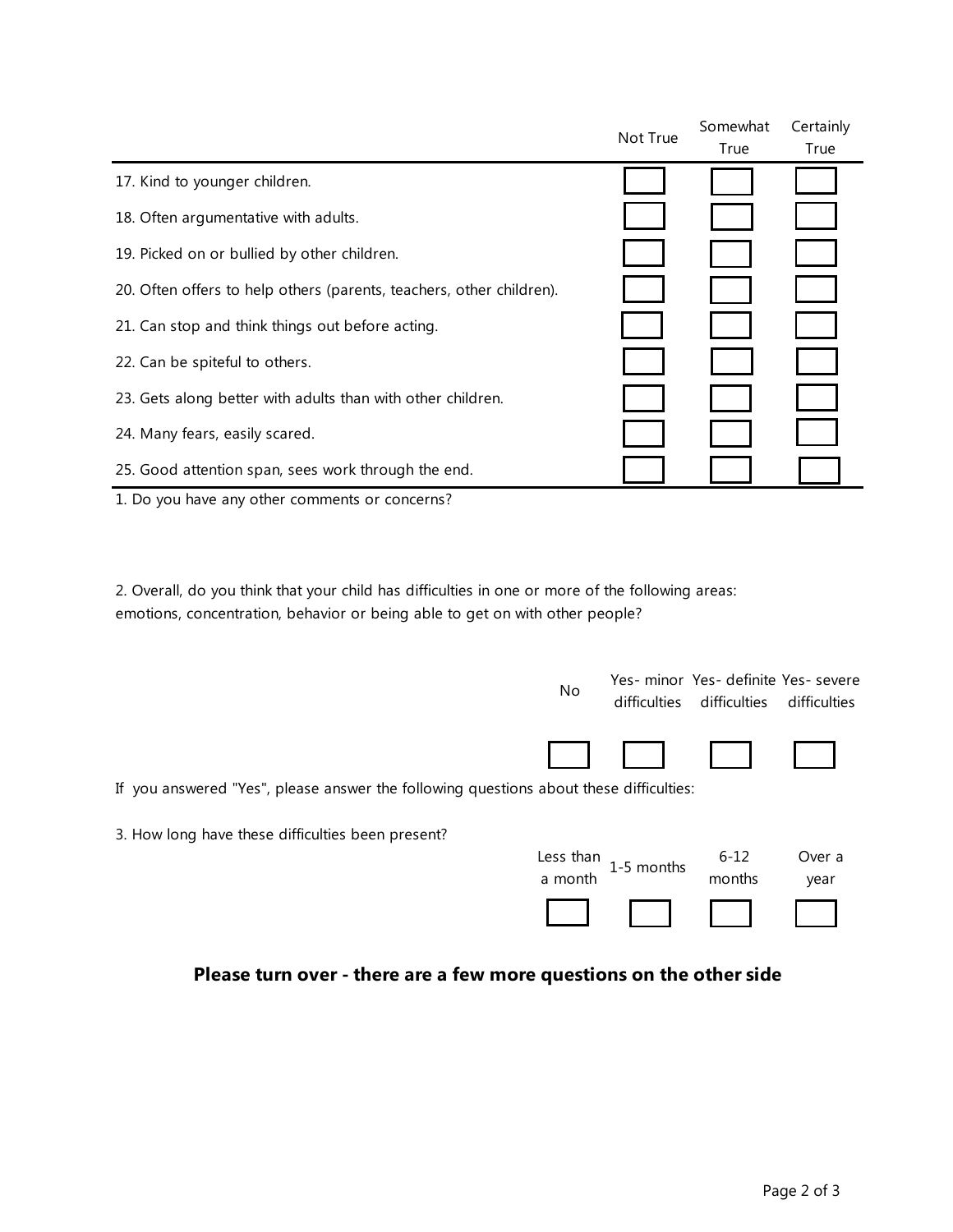| | Not True | Somewhat True | Certainly True |
|---|---|---|---|
| 17. Kind to younger children. | ☐ | ☐ | ☐ |
| 18. Often argumentative with adults. | ☐ | ☐ | ☐ |
| 19. Picked on or bullied by other children. | ☐ | ☐ | ☐ |
| 20. Often offers to help others (parents, teachers, other children). | ☐ | ☐ | ☐ |
| 21. Can stop and think things out before acting. | ☐ | ☐ | ☐ |
| 22. Can be spiteful to others. | ☐ | ☐ | ☐ |
| 23. Gets along better with adults than with other children. | ☐ | ☐ | ☐ |
| 24. Many fears, easily scared. | ☐ | ☐ | ☐ |
| 25. Good attention span, sees work through the end. | ☐ | ☐ | ☐ |

1. Do you have any other comments or concerns?

2. Overall, do you think that your child has difficulties in one or more of the following areas: emotions, concentration, behavior or being able to get on with other people?

| No | Yes- minor difficulties | Yes- definite difficulties | Yes- severe difficulties |
|---|---|---|---|
| ☐ | ☐ | ☐ | ☐ |

If you answered "Yes", please answer the following questions about these difficulties:

3. How long have these difficulties been present?

| Less than a month | 1-5 months | 6-12 months | Over a year |
|---|---|---|---|
| ☐ | ☐ | ☐ | ☐ |

**Please turn over - there are a few more questions on the other side**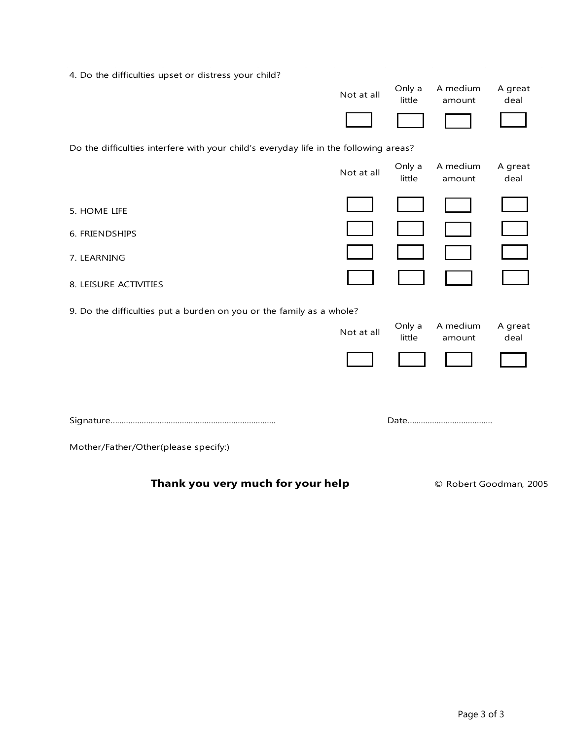4. Do the difficulties upset or distress your child?

| | Not at all | Only a little | A medium amount | A great deal |
|---|---|---|---|---|
| | ☐ | ☐ | ☐ | ☐ |

Do the difficulties interfere with your child's everyday life in the following areas?

| | Not at all | Only a little | A medium amount | A great deal |
|---|---|---|---|---|
| 5. HOME LIFE | ☐ | ☐ | ☐ | ☐ |
| 6. FRIENDSHIPS | ☐ | ☐ | ☐ | ☐ |
| 7. LEARNING | ☐ | ☐ | ☐ | ☐ |
| 8. LEISURE ACTIVITIES | ☐ | ☐ | ☐ | ☐ |

9. Do the difficulties put a burden on you or the family as a whole?

| | Not at all | Only a little | A medium amount | A great deal |
|---|---|---|---|---|
| | ☐ | ☐ | ☐ | ☐ |

Signature......................................................................... Date......................................

Mother/Father/Other(please specify:)

**Thank you very much for your help**

© Robert Goodman, 2005